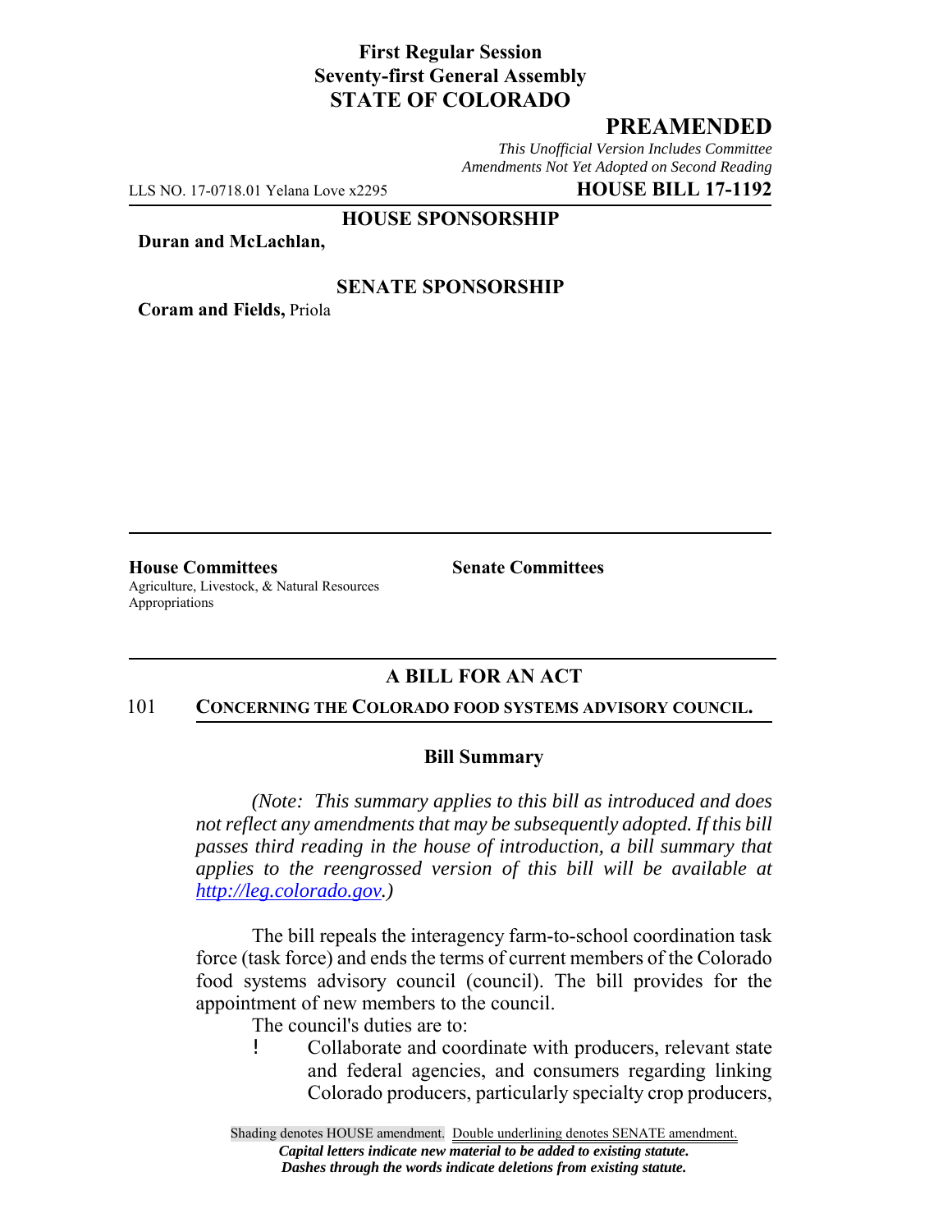**First Regular Session**
**Seventy-first General Assembly**
**STATE OF COLORADO**

## PREAMENDED

*This Unofficial Version Includes Committee Amendments Not Yet Adopted on Second Reading*

LLS NO. 17-0718.01 Yelana Love x2295 **HOUSE BILL 17-1192**

**HOUSE SPONSORSHIP**

**Duran and McLachlan,**

**SENATE SPONSORSHIP**

**Coram and Fields,** Priola

**House Committees**
Agriculture, Livestock, & Natural Resources
Appropriations

**Senate Committees**

### A BILL FOR AN ACT

101 **CONCERNING THE COLORADO FOOD SYSTEMS ADVISORY COUNCIL.**

### Bill Summary

*(Note: This summary applies to this bill as introduced and does not reflect any amendments that may be subsequently adopted. If this bill passes third reading in the house of introduction, a bill summary that applies to the reengrossed version of this bill will be available at http://leg.colorado.gov.)*

The bill repeals the interagency farm-to-school coordination task force (task force) and ends the terms of current members of the Colorado food systems advisory council (council). The bill provides for the appointment of new members to the council.

The council's duties are to:

- Collaborate and coordinate with producers, relevant state and federal agencies, and consumers regarding linking Colorado producers, particularly specialty crop producers,

Shading denotes HOUSE amendment. Double underlining denotes SENATE amendment.
*Capital letters indicate new material to be added to existing statute.*
*Dashes through the words indicate deletions from existing statute.*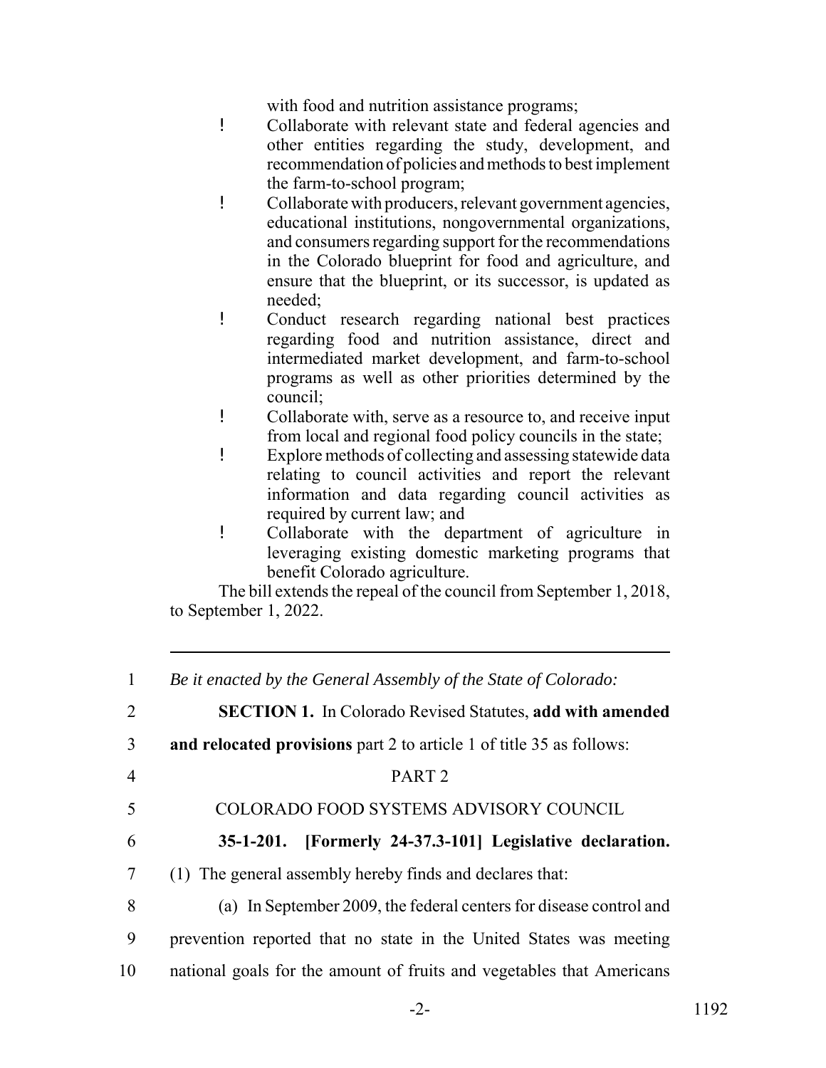with food and nutrition assistance programs;

- Collaborate with relevant state and federal agencies and other entities regarding the study, development, and recommendation of policies and methods to best implement the farm-to-school program;
- Collaborate with producers, relevant government agencies, educational institutions, nongovernmental organizations, and consumers regarding support for the recommendations in the Colorado blueprint for food and agriculture, and ensure that the blueprint, or its successor, is updated as needed;
- Conduct research regarding national best practices regarding food and nutrition assistance, direct and intermediated market development, and farm-to-school programs as well as other priorities determined by the council;
- Collaborate with, serve as a resource to, and receive input from local and regional food policy councils in the state;
- Explore methods of collecting and assessing statewide data relating to council activities and report the relevant information and data regarding council activities as required by current law; and
- Collaborate with the department of agriculture in leveraging existing domestic marketing programs that benefit Colorado agriculture.

The bill extends the repeal of the council from September 1, 2018, to September 1, 2022.

---

1 *Be it enacted by the General Assembly of the State of Colorado:*

2 **SECTION 1.** In Colorado Revised Statutes, **add with amended**

3 **and relocated provisions** part 2 to article 1 of title 35 as follows:

4 PART 2

5 COLORADO FOOD SYSTEMS ADVISORY COUNCIL

6 **35-1-201. [Formerly 24-37.3-101] Legislative declaration.**

7 (1) The general assembly hereby finds and declares that:

8 (a) In September 2009, the federal centers for disease control and

9 prevention reported that no state in the United States was meeting

10 national goals for the amount of fruits and vegetables that Americans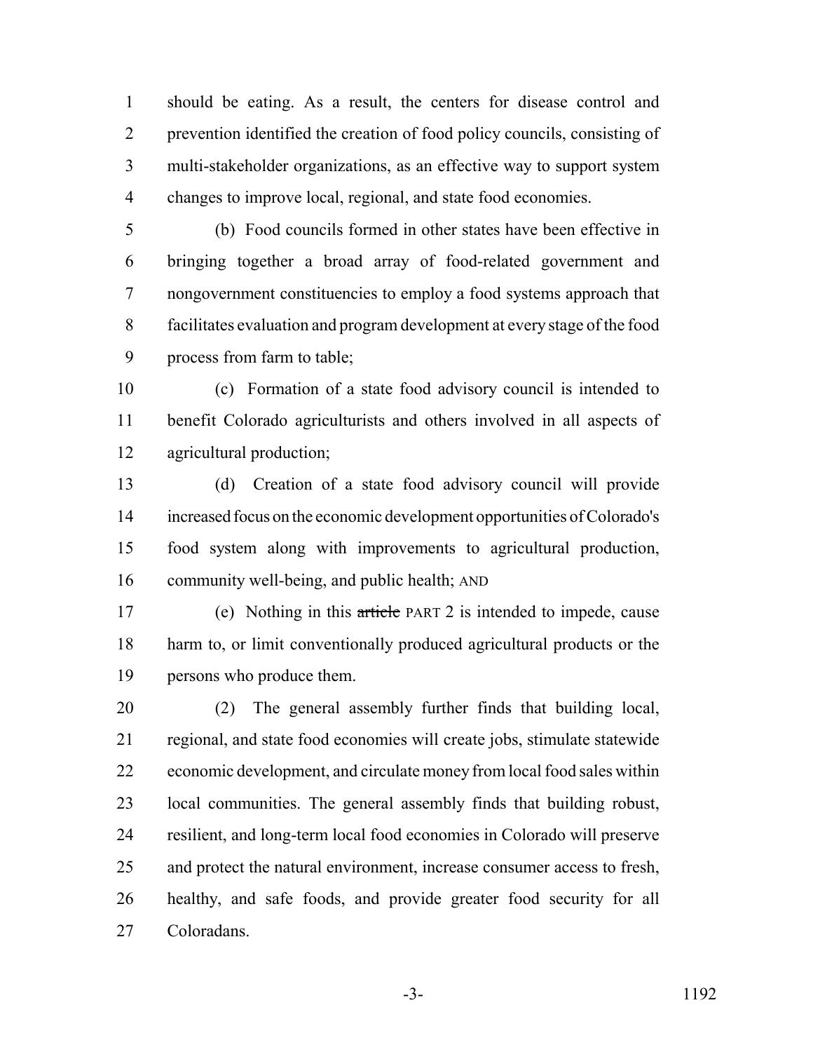should be eating. As a result, the centers for disease control and prevention identified the creation of food policy councils, consisting of multi-stakeholder organizations, as an effective way to support system changes to improve local, regional, and state food economies.

(b) Food councils formed in other states have been effective in bringing together a broad array of food-related government and nongovernment constituencies to employ a food systems approach that facilitates evaluation and program development at every stage of the food process from farm to table;

(c) Formation of a state food advisory council is intended to benefit Colorado agriculturists and others involved in all aspects of agricultural production;

(d) Creation of a state food advisory council will provide increased focus on the economic development opportunities of Colorado's food system along with improvements to agricultural production, community well-being, and public health; AND

(e) Nothing in this ~~article~~ PART 2 is intended to impede, cause harm to, or limit conventionally produced agricultural products or the persons who produce them.

(2) The general assembly further finds that building local, regional, and state food economies will create jobs, stimulate statewide economic development, and circulate money from local food sales within local communities. The general assembly finds that building robust, resilient, and long-term local food economies in Colorado will preserve and protect the natural environment, increase consumer access to fresh, healthy, and safe foods, and provide greater food security for all Coloradans.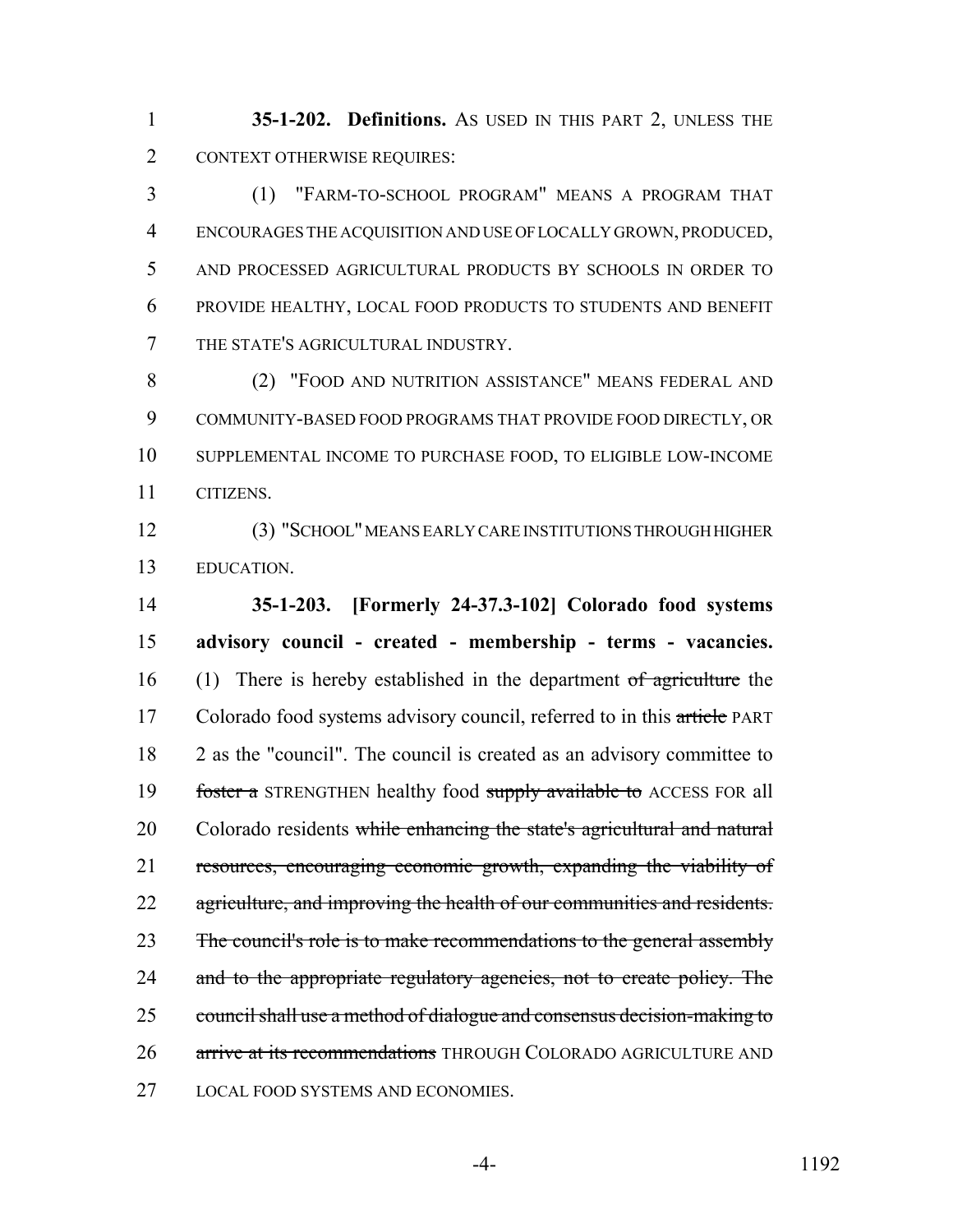**35-1-202. Definitions.** AS USED IN THIS PART 2, UNLESS THE CONTEXT OTHERWISE REQUIRES:

(1) "FARM-TO-SCHOOL PROGRAM" MEANS A PROGRAM THAT ENCOURAGES THE ACQUISITION AND USE OF LOCALLY GROWN, PRODUCED, AND PROCESSED AGRICULTURAL PRODUCTS BY SCHOOLS IN ORDER TO PROVIDE HEALTHY, LOCAL FOOD PRODUCTS TO STUDENTS AND BENEFIT THE STATE'S AGRICULTURAL INDUSTRY.

(2) "FOOD AND NUTRITION ASSISTANCE" MEANS FEDERAL AND COMMUNITY-BASED FOOD PROGRAMS THAT PROVIDE FOOD DIRECTLY, OR SUPPLEMENTAL INCOME TO PURCHASE FOOD, TO ELIGIBLE LOW-INCOME CITIZENS.

(3) "SCHOOL" MEANS EARLY CARE INSTITUTIONS THROUGH HIGHER EDUCATION.

**35-1-203. [Formerly 24-37.3-102] Colorado food systems advisory council - created - membership - terms - vacancies.** (1) There is hereby established in the department ~~of agriculture~~ the Colorado food systems advisory council, referred to in this ~~article~~ PART 2 as the "council". The council is created as an advisory committee to ~~foster a~~ STRENGTHEN healthy food ~~supply available to~~ ACCESS FOR all Colorado residents ~~while enhancing the state's agricultural and natural resources, encouraging economic growth, expanding the viability of agriculture, and improving the health of our communities and residents. The council's role is to make recommendations to the general assembly and to the appropriate regulatory agencies, not to create policy. The council shall use a method of dialogue and consensus decision-making to arrive at its recommendations~~ THROUGH COLORADO AGRICULTURE AND LOCAL FOOD SYSTEMS AND ECONOMIES.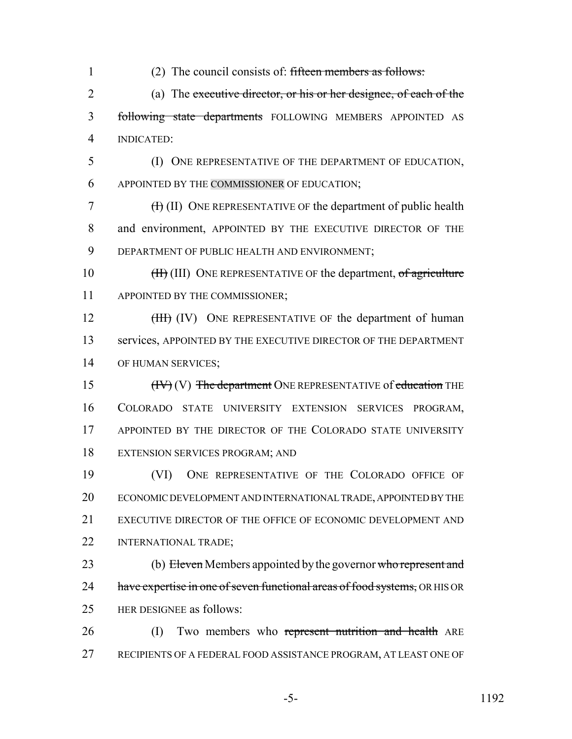(2) The council consists of: ~~fifteen members as follows:~~

(a) The ~~executive director, or his or her designee, of each of the following state departments~~ FOLLOWING MEMBERS APPOINTED AS INDICATED:

(I) ONE REPRESENTATIVE OF THE DEPARTMENT OF EDUCATION, APPOINTED BY THE COMMISSIONER OF EDUCATION;

~~(I)~~ (II) ONE REPRESENTATIVE OF the department of public health and environment, APPOINTED BY THE EXECUTIVE DIRECTOR OF THE DEPARTMENT OF PUBLIC HEALTH AND ENVIRONMENT;

~~(II)~~ (III) ONE REPRESENTATIVE OF the department, ~~of agriculture~~ APPOINTED BY THE COMMISSIONER;

~~(III)~~ (IV) ONE REPRESENTATIVE OF the department of human services, APPOINTED BY THE EXECUTIVE DIRECTOR OF THE DEPARTMENT OF HUMAN SERVICES;

~~(IV)~~ (V) ~~The department~~ ONE REPRESENTATIVE of ~~education~~ THE COLORADO STATE UNIVERSITY EXTENSION SERVICES PROGRAM, APPOINTED BY THE DIRECTOR OF THE COLORADO STATE UNIVERSITY EXTENSION SERVICES PROGRAM; AND

(VI) ONE REPRESENTATIVE OF THE COLORADO OFFICE OF ECONOMIC DEVELOPMENT AND INTERNATIONAL TRADE, APPOINTED BY THE EXECUTIVE DIRECTOR OF THE OFFICE OF ECONOMIC DEVELOPMENT AND INTERNATIONAL TRADE;

(b) ~~Eleven~~ Members appointed by the governor ~~who represent and have expertise in one of seven functional areas of food systems,~~ OR HIS OR HER DESIGNEE as follows:

(I) Two members who ~~represent nutrition and health~~ ARE RECIPIENTS OF A FEDERAL FOOD ASSISTANCE PROGRAM, AT LEAST ONE OF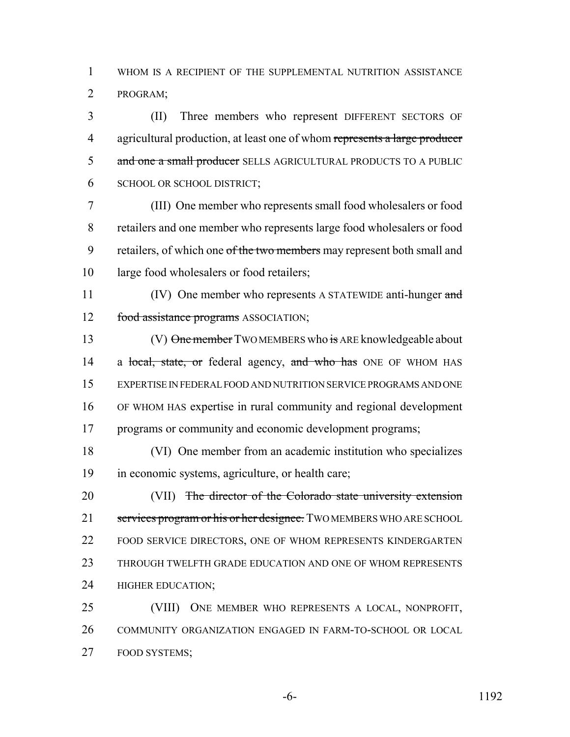WHOM IS A RECIPIENT OF THE SUPPLEMENTAL NUTRITION ASSISTANCE PROGRAM;

(II) Three members who represent DIFFERENT SECTORS OF agricultural production, at least one of whom ~~represents a large producer and one a small producer~~ SELLS AGRICULTURAL PRODUCTS TO A PUBLIC SCHOOL OR SCHOOL DISTRICT;

(III) One member who represents small food wholesalers or food retailers and one member who represents large food wholesalers or food retailers, of which one ~~of the two members~~ may represent both small and large food wholesalers or food retailers;

(IV) One member who represents A STATEWIDE anti-hunger ~~and food assistance programs~~ ASSOCIATION;

(V) ~~One member~~ TWO MEMBERS who ~~is~~ ARE knowledgeable about a ~~local, state, or~~ federal agency, ~~and who has~~ ONE OF WHOM HAS EXPERTISE IN FEDERAL FOOD AND NUTRITION SERVICE PROGRAMS AND ONE OF WHOM HAS expertise in rural community and regional development programs or community and economic development programs;

(VI) One member from an academic institution who specializes in economic systems, agriculture, or health care;

(VII) ~~The director of the Colorado state university extension services program or his or her designee.~~ TWO MEMBERS WHO ARE SCHOOL FOOD SERVICE DIRECTORS, ONE OF WHOM REPRESENTS KINDERGARTEN THROUGH TWELFTH GRADE EDUCATION AND ONE OF WHOM REPRESENTS HIGHER EDUCATION;

(VIII) ONE MEMBER WHO REPRESENTS A LOCAL, NONPROFIT, COMMUNITY ORGANIZATION ENGAGED IN FARM-TO-SCHOOL OR LOCAL FOOD SYSTEMS;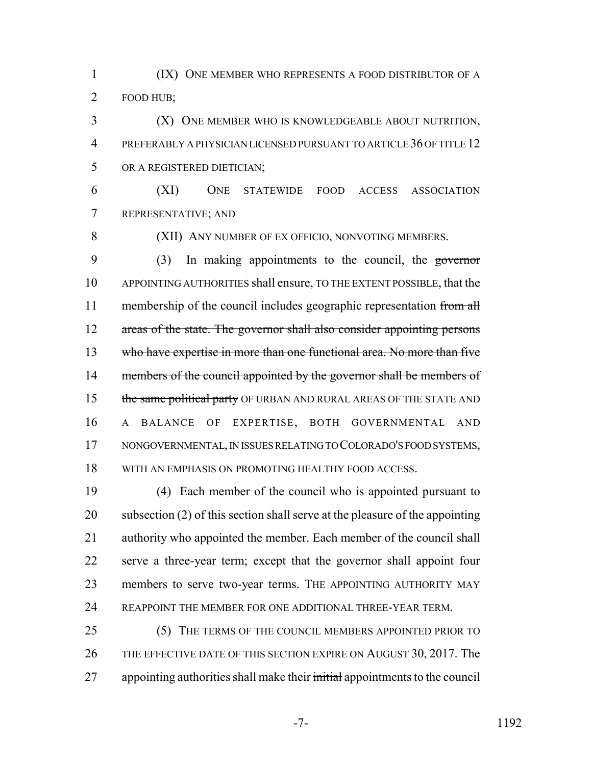(IX) ONE MEMBER WHO REPRESENTS A FOOD DISTRIBUTOR OF A FOOD HUB;

(X) ONE MEMBER WHO IS KNOWLEDGEABLE ABOUT NUTRITION, PREFERABLY A PHYSICIAN LICENSED PURSUANT TO ARTICLE 36 OF TITLE 12 OR A REGISTERED DIETICIAN;

(XI) ONE STATEWIDE FOOD ACCESS ASSOCIATION REPRESENTATIVE; AND

(XII) ANY NUMBER OF EX OFFICIO, NONVOTING MEMBERS.

(3) In making appointments to the council, the ~~governor~~ APPOINTING AUTHORITIES shall ensure, TO THE EXTENT POSSIBLE, that the membership of the council includes geographic representation ~~from all areas of the state. The governor shall also consider appointing persons who have expertise in more than one functional area. No more than five members of the council appointed by the governor shall be members of the same political party~~ OF URBAN AND RURAL AREAS OF THE STATE AND A BALANCE OF EXPERTISE, BOTH GOVERNMENTAL AND NONGOVERNMENTAL, IN ISSUES RELATING TO COLORADO'S FOOD SYSTEMS, WITH AN EMPHASIS ON PROMOTING HEALTHY FOOD ACCESS.

(4) Each member of the council who is appointed pursuant to subsection (2) of this section shall serve at the pleasure of the appointing authority who appointed the member. Each member of the council shall serve a three-year term; except that the governor shall appoint four members to serve two-year terms. THE APPOINTING AUTHORITY MAY REAPPOINT THE MEMBER FOR ONE ADDITIONAL THREE-YEAR TERM.

(5) THE TERMS OF THE COUNCIL MEMBERS APPOINTED PRIOR TO THE EFFECTIVE DATE OF THIS SECTION EXPIRE ON AUGUST 30, 2017. The appointing authorities shall make their ~~initial~~ appointments to the council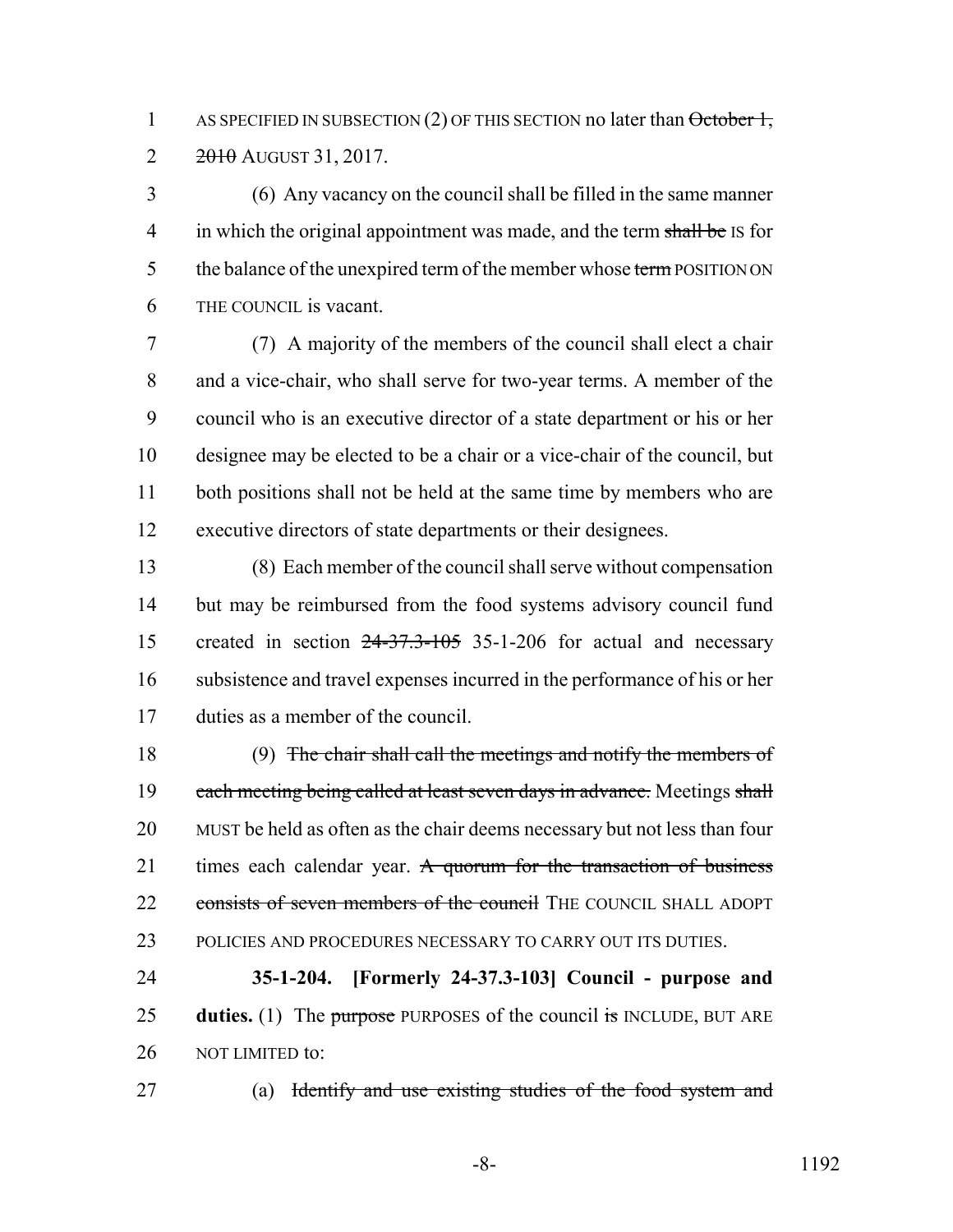AS SPECIFIED IN SUBSECTION (2) OF THIS SECTION no later than ~~October 1, 2010~~ AUGUST 31, 2017.

(6) Any vacancy on the council shall be filled in the same manner in which the original appointment was made, and the term ~~shall be~~ IS for the balance of the unexpired term of the member whose ~~term~~ POSITION ON THE COUNCIL is vacant.

(7) A majority of the members of the council shall elect a chair and a vice-chair, who shall serve for two-year terms. A member of the council who is an executive director of a state department or his or her designee may be elected to be a chair or a vice-chair of the council, but both positions shall not be held at the same time by members who are executive directors of state departments or their designees.

(8) Each member of the council shall serve without compensation but may be reimbursed from the food systems advisory council fund created in section ~~24-37.3-105~~ 35-1-206 for actual and necessary subsistence and travel expenses incurred in the performance of his or her duties as a member of the council.

(9) ~~The chair shall call the meetings and notify the members of each meeting being called at least seven days in advance.~~ Meetings ~~shall~~ MUST be held as often as the chair deems necessary but not less than four times each calendar year. ~~A quorum for the transaction of business consists of seven members of the council~~ THE COUNCIL SHALL ADOPT POLICIES AND PROCEDURES NECESSARY TO CARRY OUT ITS DUTIES.

**35-1-204. [Formerly 24-37.3-103] Council - purpose and duties.** (1) The ~~purpose~~ PURPOSES of the council ~~is~~ INCLUDE, BUT ARE NOT LIMITED to:

(a) ~~Identify and use existing studies of the food system and~~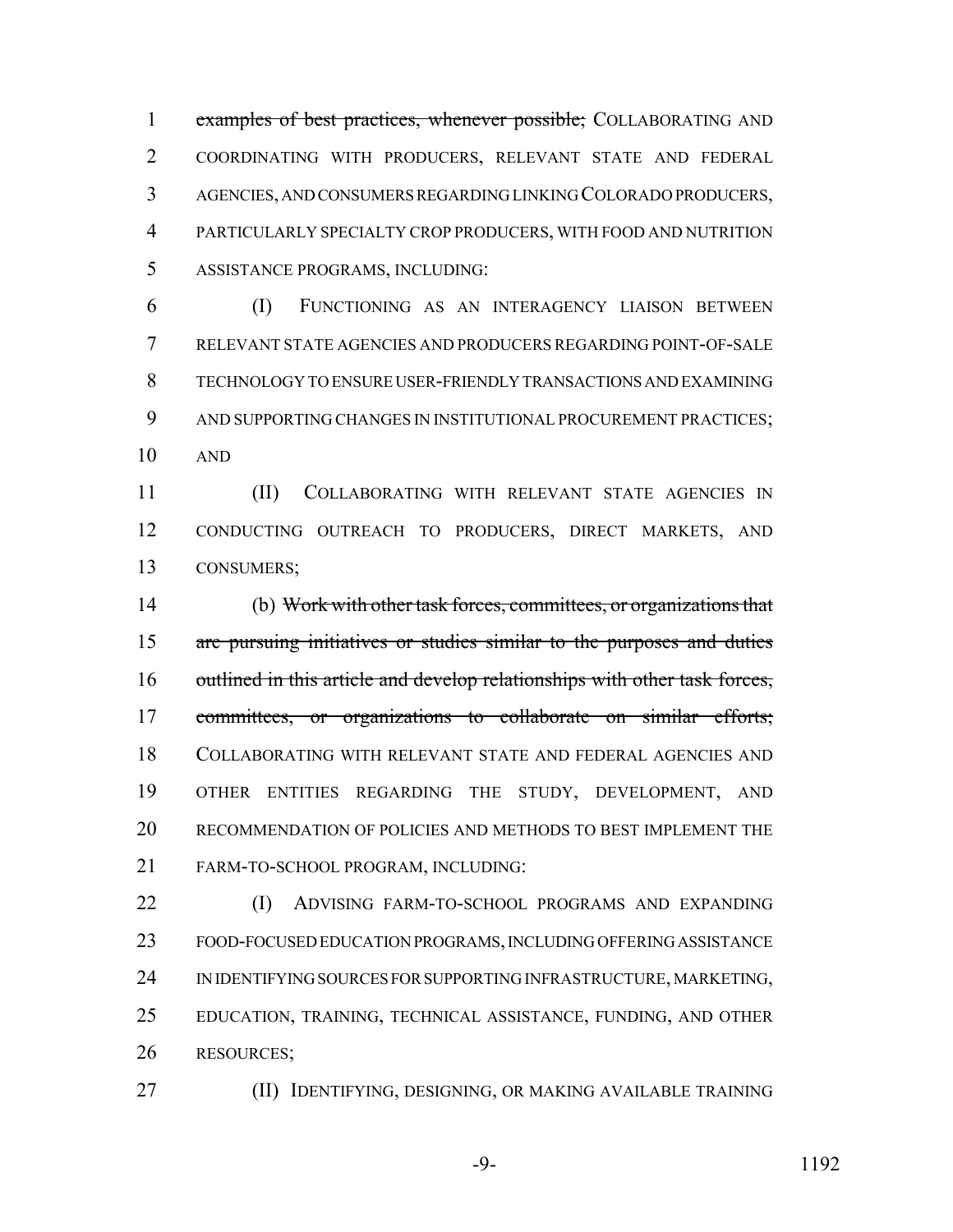~~examples of best practices, whenever possible;~~ COLLABORATING AND COORDINATING WITH PRODUCERS, RELEVANT STATE AND FEDERAL AGENCIES, AND CONSUMERS REGARDING LINKING COLORADO PRODUCERS, PARTICULARLY SPECIALTY CROP PRODUCERS, WITH FOOD AND NUTRITION ASSISTANCE PROGRAMS, INCLUDING:

(I) FUNCTIONING AS AN INTERAGENCY LIAISON BETWEEN RELEVANT STATE AGENCIES AND PRODUCERS REGARDING POINT-OF-SALE TECHNOLOGY TO ENSURE USER-FRIENDLY TRANSACTIONS AND EXAMINING AND SUPPORTING CHANGES IN INSTITUTIONAL PROCUREMENT PRACTICES; AND

(II) COLLABORATING WITH RELEVANT STATE AGENCIES IN CONDUCTING OUTREACH TO PRODUCERS, DIRECT MARKETS, AND CONSUMERS;

(b) ~~Work with other task forces, committees, or organizations that are pursuing initiatives or studies similar to the purposes and duties outlined in this article and develop relationships with other task forces, committees, or organizations to collaborate on similar efforts;~~ COLLABORATING WITH RELEVANT STATE AND FEDERAL AGENCIES AND OTHER ENTITIES REGARDING THE STUDY, DEVELOPMENT, AND RECOMMENDATION OF POLICIES AND METHODS TO BEST IMPLEMENT THE FARM-TO-SCHOOL PROGRAM, INCLUDING:

(I) ADVISING FARM-TO-SCHOOL PROGRAMS AND EXPANDING FOOD-FOCUSED EDUCATION PROGRAMS, INCLUDING OFFERING ASSISTANCE IN IDENTIFYING SOURCES FOR SUPPORTING INFRASTRUCTURE, MARKETING, EDUCATION, TRAINING, TECHNICAL ASSISTANCE, FUNDING, AND OTHER RESOURCES;

(II) IDENTIFYING, DESIGNING, OR MAKING AVAILABLE TRAINING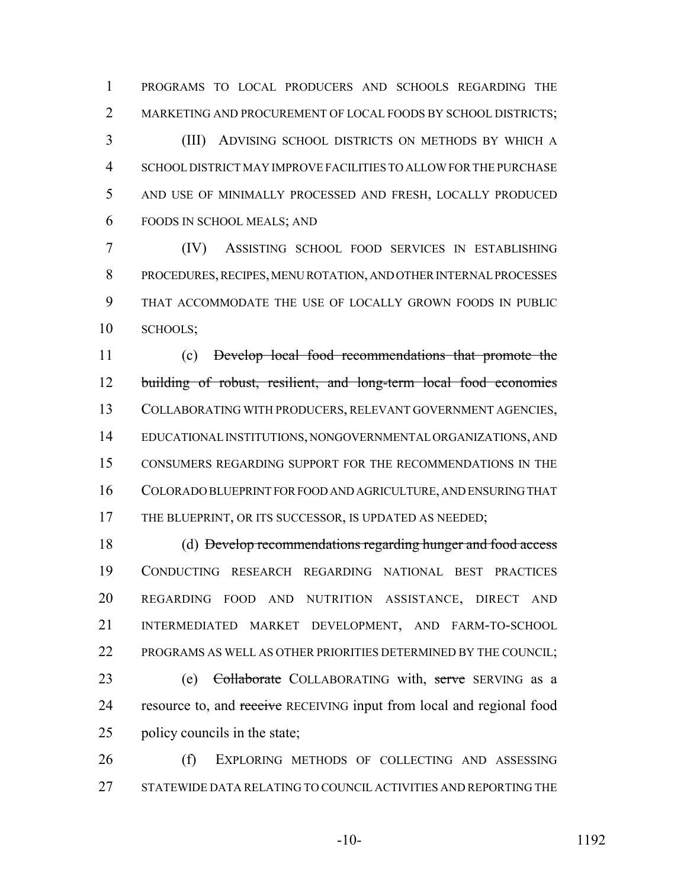PROGRAMS TO LOCAL PRODUCERS AND SCHOOLS REGARDING THE MARKETING AND PROCUREMENT OF LOCAL FOODS BY SCHOOL DISTRICTS;

(III) ADVISING SCHOOL DISTRICTS ON METHODS BY WHICH A SCHOOL DISTRICT MAY IMPROVE FACILITIES TO ALLOW FOR THE PURCHASE AND USE OF MINIMALLY PROCESSED AND FRESH, LOCALLY PRODUCED FOODS IN SCHOOL MEALS; AND

(IV) ASSISTING SCHOOL FOOD SERVICES IN ESTABLISHING PROCEDURES, RECIPES, MENU ROTATION, AND OTHER INTERNAL PROCESSES THAT ACCOMMODATE THE USE OF LOCALLY GROWN FOODS IN PUBLIC SCHOOLS;

(c) ~~Develop local food recommendations that promote the building of robust, resilient, and long-term local food economies~~ COLLABORATING WITH PRODUCERS, RELEVANT GOVERNMENT AGENCIES, EDUCATIONAL INSTITUTIONS, NONGOVERNMENTAL ORGANIZATIONS, AND CONSUMERS REGARDING SUPPORT FOR THE RECOMMENDATIONS IN THE COLORADO BLUEPRINT FOR FOOD AND AGRICULTURE, AND ENSURING THAT THE BLUEPRINT, OR ITS SUCCESSOR, IS UPDATED AS NEEDED;

(d) ~~Develop recommendations regarding hunger and food access~~ CONDUCTING RESEARCH REGARDING NATIONAL BEST PRACTICES REGARDING FOOD AND NUTRITION ASSISTANCE, DIRECT AND INTERMEDIATED MARKET DEVELOPMENT, AND FARM-TO-SCHOOL PROGRAMS AS WELL AS OTHER PRIORITIES DETERMINED BY THE COUNCIL;

(e) ~~Collaborate~~ COLLABORATING with, ~~serve~~ SERVING as a resource to, and ~~receive~~ RECEIVING input from local and regional food policy councils in the state;

(f) EXPLORING METHODS OF COLLECTING AND ASSESSING STATEWIDE DATA RELATING TO COUNCIL ACTIVITIES AND REPORTING THE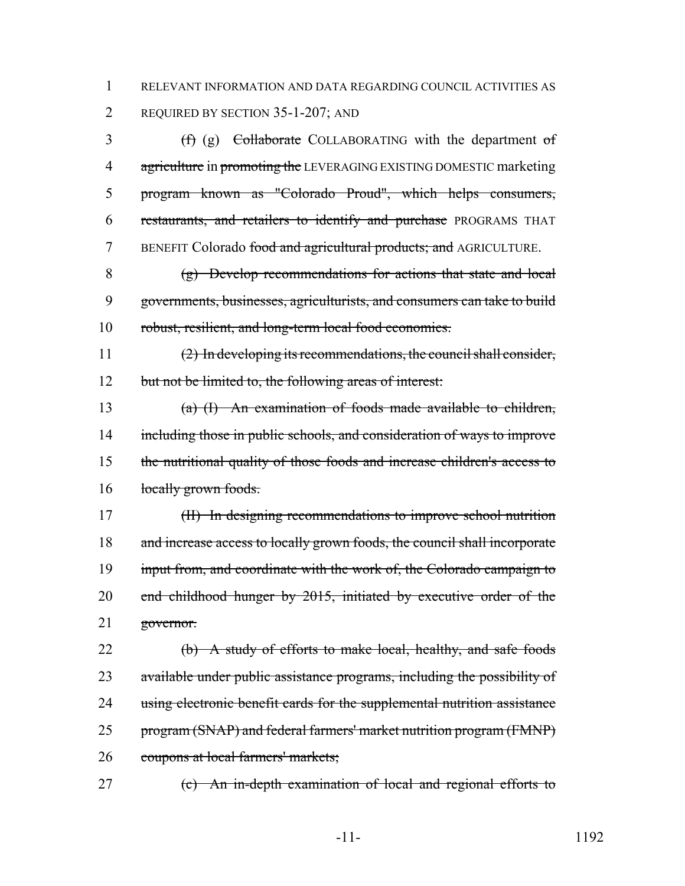1 RELEVANT INFORMATION AND DATA REGARDING COUNCIL ACTIVITIES AS
2 REQUIRED BY SECTION 35-1-207; AND

3 ~~(f)~~ (g) ~~Collaborate~~ COLLABORATING with the department ~~of~~
4 ~~agriculture~~ in ~~promoting the~~ LEVERAGING EXISTING DOMESTIC marketing
5 ~~program known as "Colorado Proud", which helps consumers,~~
6 ~~restaurants, and retailers to identify and purchase~~ PROGRAMS THAT
7 BENEFIT Colorado ~~food and agricultural products; and~~ AGRICULTURE.

8 ~~(g) Develop recommendations for actions that state and local~~
9 ~~governments, businesses, agriculturists, and consumers can take to build~~
10 ~~robust, resilient, and long-term local food economies.~~

11 ~~(2) In developing its recommendations, the council shall consider,~~
12 ~~but not be limited to, the following areas of interest:~~

13 ~~(a) (I) An examination of foods made available to children,~~
14 ~~including those in public schools, and consideration of ways to improve~~
15 ~~the nutritional quality of those foods and increase children's access to~~
16 ~~locally grown foods.~~

17 ~~(II) In designing recommendations to improve school nutrition~~
18 ~~and increase access to locally grown foods, the council shall incorporate~~
19 ~~input from, and coordinate with the work of, the Colorado campaign to~~
20 ~~end childhood hunger by 2015, initiated by executive order of the~~
21 ~~governor.~~

22 ~~(b) A study of efforts to make local, healthy, and safe foods~~
23 ~~available under public assistance programs, including the possibility of~~
24 ~~using electronic benefit cards for the supplemental nutrition assistance~~
25 ~~program (SNAP) and federal farmers' market nutrition program (FMNP)~~
26 ~~coupons at local farmers' markets;~~

27 ~~(c) An in-depth examination of local and regional efforts to~~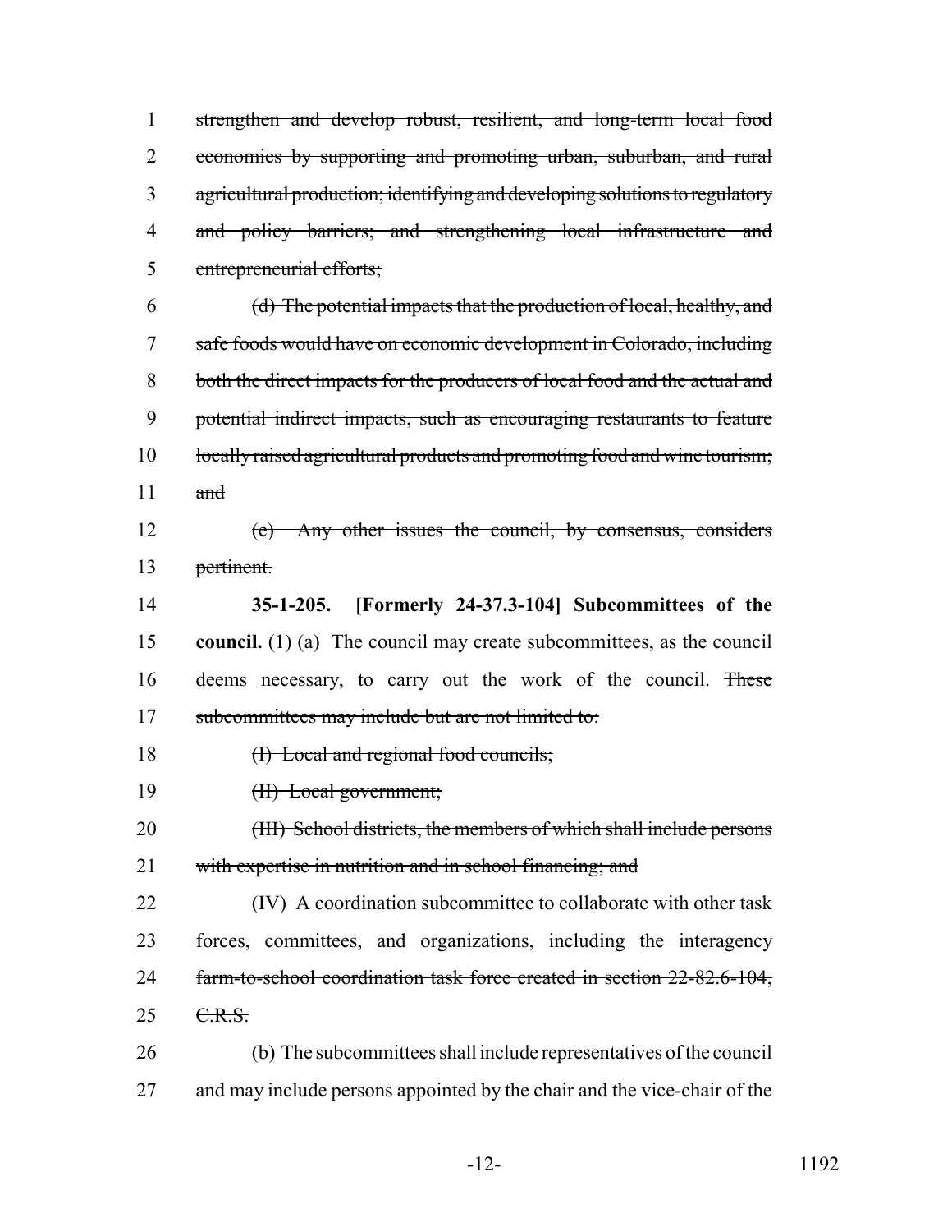~~strengthen and develop robust, resilient, and long-term local food economies by supporting and promoting urban, suburban, and rural agricultural production; identifying and developing solutions to regulatory and policy barriers; and strengthening local infrastructure and entrepreneurial efforts;~~

~~(d) The potential impacts that the production of local, healthy, and safe foods would have on economic development in Colorado, including both the direct impacts for the producers of local food and the actual and potential indirect impacts, such as encouraging restaurants to feature locally raised agricultural products and promoting food and wine tourism; and~~

~~(e) Any other issues the council, by consensus, considers pertinent.~~

**35-1-205. [Formerly 24-37.3-104] Subcommittees of the council.** (1) (a) The council may create subcommittees, as the council deems necessary, to carry out the work of the council. ~~These subcommittees may include but are not limited to:~~

~~(I) Local and regional food councils;~~

~~(II) Local government;~~

~~(III) School districts, the members of which shall include persons with expertise in nutrition and in school financing; and~~

~~(IV) A coordination subcommittee to collaborate with other task forces, committees, and organizations, including the interagency farm-to-school coordination task force created in section 22-82.6-104, C.R.S.~~

(b) The subcommittees shall include representatives of the council and may include persons appointed by the chair and the vice-chair of the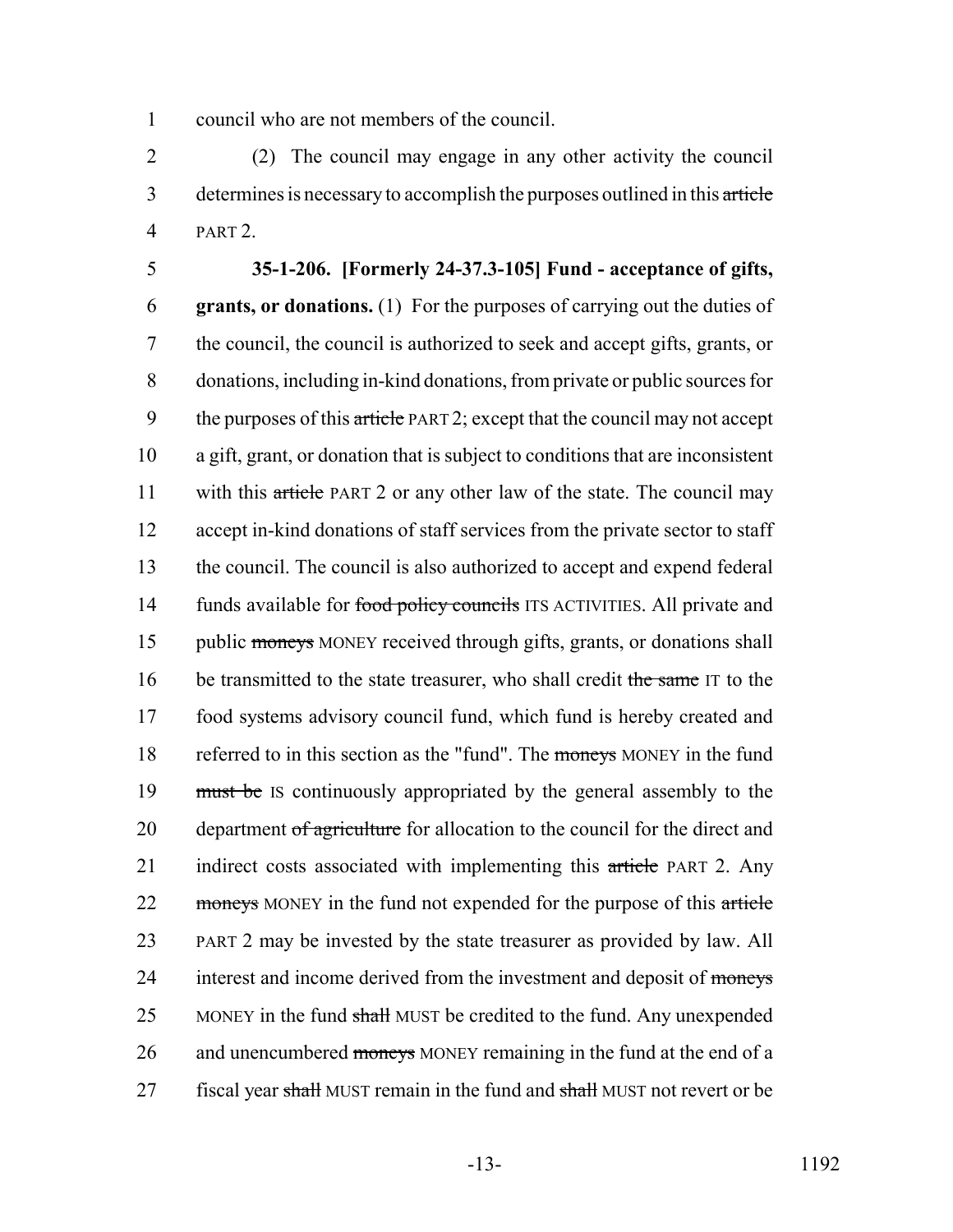council who are not members of the council.

(2) The council may engage in any other activity the council determines is necessary to accomplish the purposes outlined in this ~~article~~ PART 2.

**35-1-206. [Formerly 24-37.3-105] Fund - acceptance of gifts, grants, or donations.** (1) For the purposes of carrying out the duties of the council, the council is authorized to seek and accept gifts, grants, or donations, including in-kind donations, from private or public sources for the purposes of this ~~article~~ PART 2; except that the council may not accept a gift, grant, or donation that is subject to conditions that are inconsistent with this ~~article~~ PART 2 or any other law of the state. The council may accept in-kind donations of staff services from the private sector to staff the council. The council is also authorized to accept and expend federal funds available for ~~food policy councils~~ ITS ACTIVITIES. All private and public ~~moneys~~ MONEY received through gifts, grants, or donations shall be transmitted to the state treasurer, who shall credit ~~the same~~ IT to the food systems advisory council fund, which fund is hereby created and referred to in this section as the "fund". The ~~moneys~~ MONEY in the fund ~~must be~~ IS continuously appropriated by the general assembly to the department ~~of agriculture~~ for allocation to the council for the direct and indirect costs associated with implementing this ~~article~~ PART 2. Any ~~moneys~~ MONEY in the fund not expended for the purpose of this ~~article~~ PART 2 may be invested by the state treasurer as provided by law. All interest and income derived from the investment and deposit of ~~moneys~~ MONEY in the fund ~~shall~~ MUST be credited to the fund. Any unexpended and unencumbered ~~moneys~~ MONEY remaining in the fund at the end of a fiscal year ~~shall~~ MUST remain in the fund and ~~shall~~ MUST not revert or be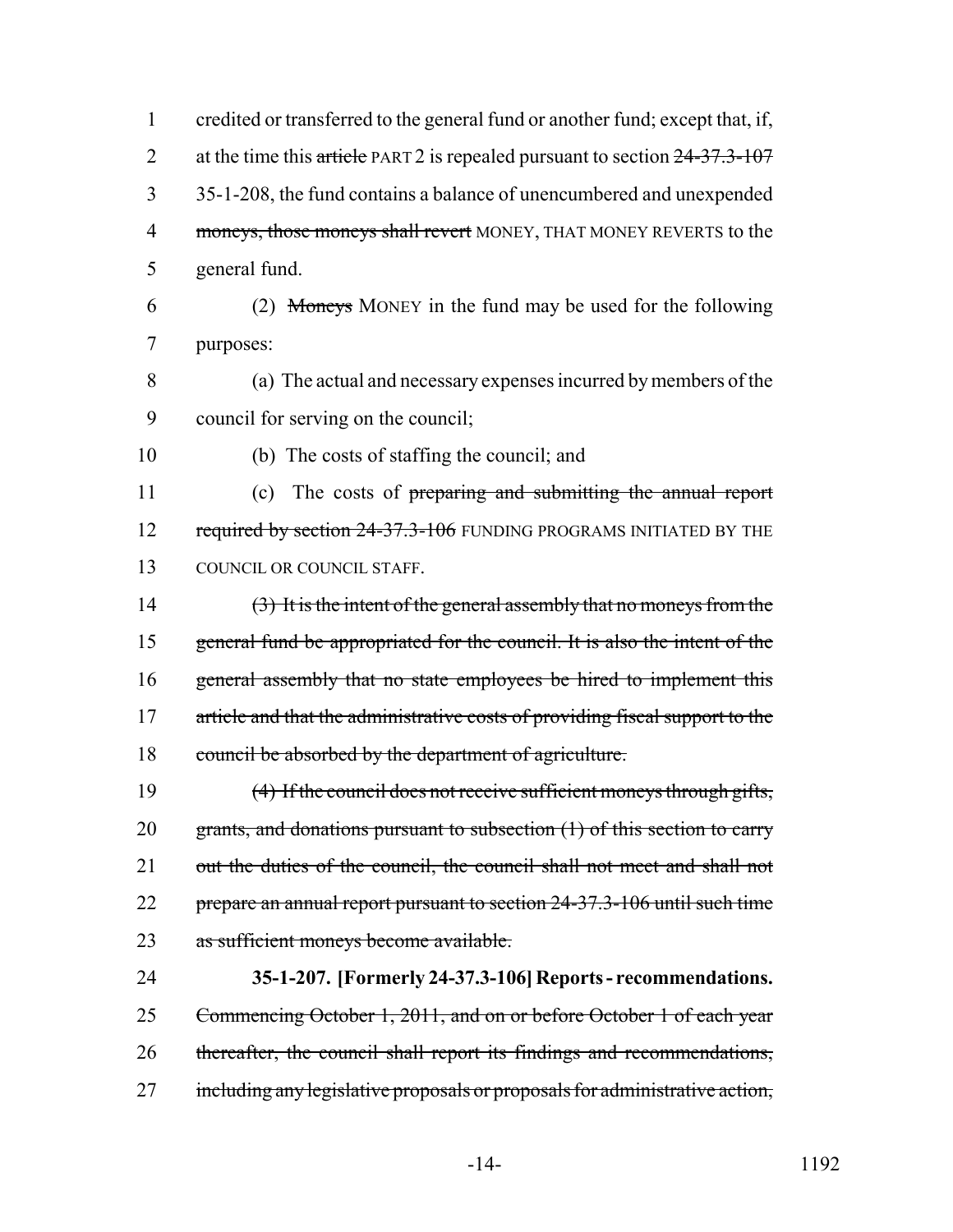credited or transferred to the general fund or another fund; except that, if, at the time this ~~article~~ PART 2 is repealed pursuant to section ~~24-37.3-107~~ 35-1-208, the fund contains a balance of unencumbered and unexpended ~~moneys, those moneys shall revert~~ MONEY, THAT MONEY REVERTS to the general fund.

(2) ~~Moneys~~ MONEY in the fund may be used for the following purposes:

(a) The actual and necessary expenses incurred by members of the council for serving on the council;

(b) The costs of staffing the council; and

(c) The costs of ~~preparing and submitting the annual report required by section 24-37.3-106~~ FUNDING PROGRAMS INITIATED BY THE COUNCIL OR COUNCIL STAFF.

~~(3) It is the intent of the general assembly that no moneys from the general fund be appropriated for the council. It is also the intent of the general assembly that no state employees be hired to implement this article and that the administrative costs of providing fiscal support to the council be absorbed by the department of agriculture.~~

~~(4) If the council does not receive sufficient moneys through gifts, grants, and donations pursuant to subsection (1) of this section to carry out the duties of the council, the council shall not meet and shall not prepare an annual report pursuant to section 24-37.3-106 until such time as sufficient moneys become available.~~

**35-1-207. [Formerly 24-37.3-106] Reports - recommendations.** ~~Commencing October 1, 2011, and on or before October 1 of each year thereafter, the council shall report its findings and recommendations, including any legislative proposals or proposals for administrative action,~~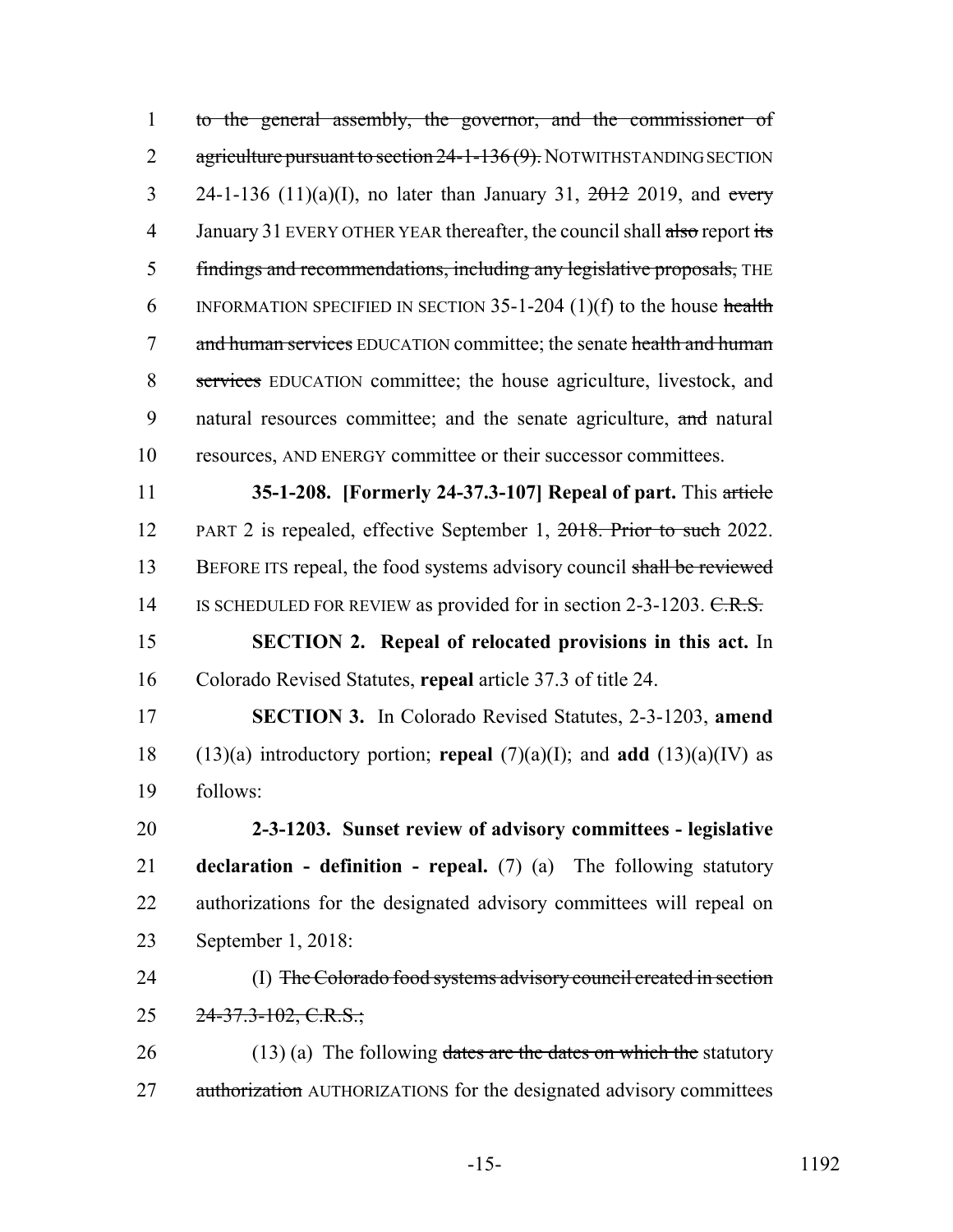1 to the general assembly, the governor, and the commissioner of
2 agriculture pursuant to section 24-1-136 (9). NOTWITHSTANDING SECTION
3 24-1-136 (11)(a)(I), no later than January 31, 2012 2019, and every
4 January 31 EVERY OTHER YEAR thereafter, the council shall also report its
5 findings and recommendations, including any legislative proposals, THE
6 INFORMATION SPECIFIED IN SECTION 35-1-204 (1)(f) to the house health
7 and human services EDUCATION committee; the senate health and human
8 services EDUCATION committee; the house agriculture, livestock, and
9 natural resources committee; and the senate agriculture, and natural
10 resources, AND ENERGY committee or their successor committees.

11 **35-1-208. [Formerly 24-37.3-107] Repeal of part.** This article
12 PART 2 is repealed, effective September 1, 2018. Prior to such 2022.
13 BEFORE ITS repeal, the food systems advisory council shall be reviewed
14 IS SCHEDULED FOR REVIEW as provided for in section 2-3-1203. C.R.S.

15 **SECTION 2. Repeal of relocated provisions in this act.** In
16 Colorado Revised Statutes, **repeal** article 37.3 of title 24.

17 **SECTION 3.** In Colorado Revised Statutes, 2-3-1203, **amend**
18 (13)(a) introductory portion; **repeal** (7)(a)(I); and **add** (13)(a)(IV) as
19 follows:

20 **2-3-1203. Sunset review of advisory committees - legislative**
21 **declaration - definition - repeal.** (7) (a) The following statutory
22 authorizations for the designated advisory committees will repeal on
23 September 1, 2018:

24 (I) The Colorado food systems advisory council created in section
25 24-37.3-102, C.R.S.;

26 (13) (a) The following dates are the dates on which the statutory
27 authorization AUTHORIZATIONS for the designated advisory committees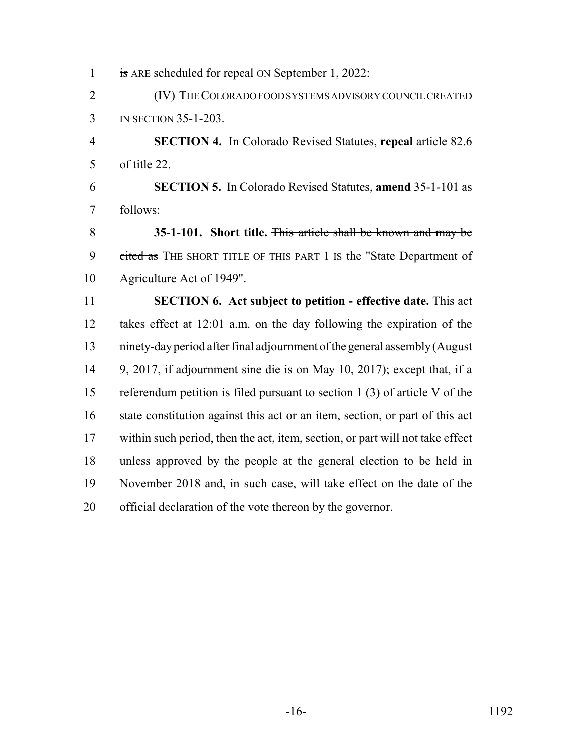~~is~~ ARE scheduled for repeal ON September 1, 2022:

(IV) THE COLORADO FOOD SYSTEMS ADVISORY COUNCIL CREATED IN SECTION 35-1-203.

**SECTION 4.** In Colorado Revised Statutes, **repeal** article 82.6 of title 22.

**SECTION 5.** In Colorado Revised Statutes, **amend** 35-1-101 as follows:

**35-1-101. Short title.** ~~This article shall be known and may be cited as~~ THE SHORT TITLE OF THIS PART 1 IS the "State Department of Agriculture Act of 1949".

**SECTION 6. Act subject to petition - effective date.** This act takes effect at 12:01 a.m. on the day following the expiration of the ninety-day period after final adjournment of the general assembly (August 9, 2017, if adjournment sine die is on May 10, 2017); except that, if a referendum petition is filed pursuant to section 1 (3) of article V of the state constitution against this act or an item, section, or part of this act within such period, then the act, item, section, or part will not take effect unless approved by the people at the general election to be held in November 2018 and, in such case, will take effect on the date of the official declaration of the vote thereon by the governor.